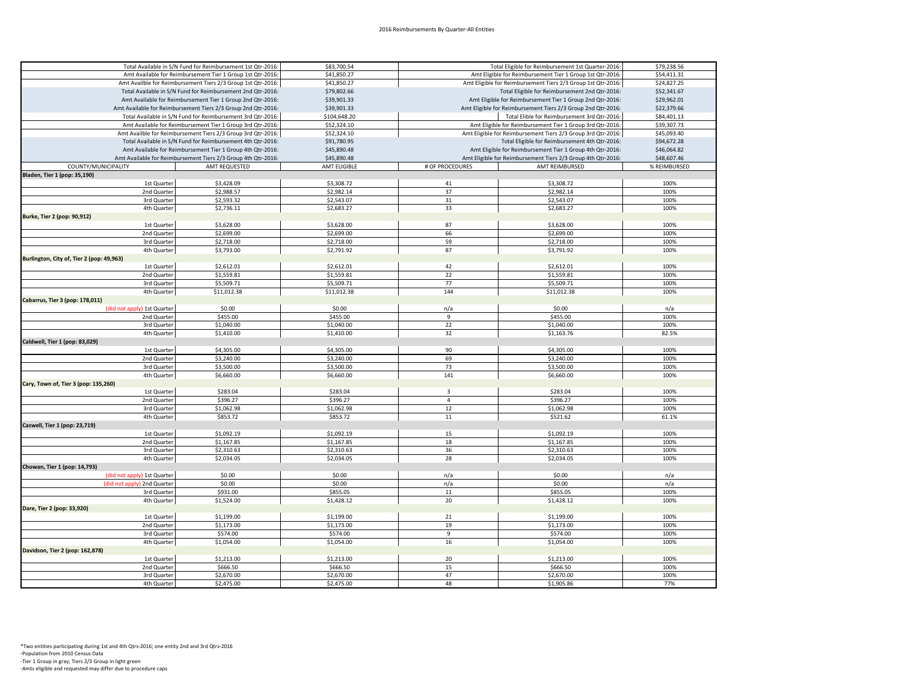## 2016 Reimbursements By Quarter-All Entities

| | | | |
|---|---|---|---|
| Total Available in S/N Fund for Reimbursement 1st Qtr-2016: | $83,700.54 | Total Eligible for Reimbursement 1st Quarter-2016: | $79,238.56 |
| Amt Available for Reimbursement Tier 1 Group 1st Qtr-2016: | $41,850.27 | Amt Eligible for Reimbursement Tier 1 Group 1st Qtr-2016: | $54,411.31 |
| Amt Availble for Reimbursement Tiers 2/3 Group 1st Qtr-2016: | $41,850.27 | Amt Eligible for Reimbursement Tiers 2/3 Group 1st Qtr-2016: | $24,827.25 |
| Total Available in S/N Fund for Reimbursement 2nd Qtr-2016: | $79,802.66 | Total Eligible for Reimbursement 2nd Qtr-2016: | $52,341.67 |
| Amt Available for Reimbursement Tier 1 Group 2nd Qtr-2016: | $39,901.33 | Amt Eligible for Reimbursement Tier 1 Group 2nd Qtr-2016: | $29,962.01 |
| Amt Available for Reimbursement Tiers 2/3 Group 2nd Qtr-2016: | $39,901.33 | Amt Eligible for Reimbursement Tiers 2/3 Group 2nd Qtr-2016: | $22,379.66 |
| Total Available in S/N Fund for Reimbursement 3rd Qtr-2016: | $104,648.20 | Total Elible for Reimbursement 3rd Qtr-2016: | $84,401.13 |
| Amt Available for Reimbursement Tier 1 Group 3rd Qtr-2016: | $52,324.10 | Amt Eligible for Reimbursement Tier 1 Group 3rd Qtr-2016: | $39,307.73 |
| Amt Availble for Reimbursement Tiers 2/3 Group 3rd Qtr-2016: | $52,324.10 | Amt Eligible for Reimbursement Tiers 2/3 Group 3rd Qtr-2016: | $45,093.40 |
| Total Available in S/N Fund for Reimbursement 4th Qtr-2016: | $91,780.95 | Total Eligible for Reimbursement 4th Qtr-2016: | $94,672.28 |
| Amt Available for Reimbursement Tier 1 Group 4th Qtr-2016: | $45,890.48 | Amt Eligible for Reimbursement Tier 1 Group 4th Qtr-2016: | $46,064.82 |
| Amt Available for Reimbursement Tiers 2/3 Group 4th Qtr-2016: | $45,890.48 | Amt Eligible for Reimbursement Tiers 2/3 Group 4th Qtr-2016: | $48,607.46 |

| COUNTY/MUNICIPALITY | AMT REQUESTED | AMT ELIGIBLE | # OF PROCEDURES | AMT REIMBURSED | % REIMBURSED |
|---|---|---|---|---|---|
| **Bladen, Tier 1 (pop: 35,190)** | | | | | |
| 1st Quarter | $3,428.09 | $3,308.72 | 41 | $3,308.72 | 100% |
| 2nd Quarter | $2,988.57 | $2,982.14 | 37 | $2,982.14 | 100% |
| 3rd Quarter | $2,593.32 | $2,543.07 | 31 | $2,543.07 | 100% |
| 4th Quarter | $2,736.11 | $2,683.27 | 33 | $2,683.27 | 100% |
| **Burke, Tier 2 (pop: 90,912)** | | | | | |
| 1st Quarter | $3,628.00 | $3,628.00 | 87 | $3,628.00 | 100% |
| 2nd Quarter | $2,699.00 | $2,699.00 | 66 | $2,699.00 | 100% |
| 3rd Quarter | $2,718.00 | $2,718.00 | 59 | $2,718.00 | 100% |
| 4th Quarter | $3,793.00 | $2,791.92 | 87 | $3,791.92 | 100% |
| **Burlington, City of, Tier 2 (pop: 49,963)** | | | | | |
| 1st Quarter | $2,612.01 | $2,612.01 | 42 | $2,612.01 | 100% |
| 2nd Quarter | $1,559.81 | $1,559.81 | 22 | $1,559.81 | 100% |
| 3rd Quarter | $5,509.71 | $5,509.71 | 77 | $5,509.71 | 100% |
| 4th Quarter | $11,012.38 | $11,012.38 | 144 | $11,012.38 | 100% |
| **Cabarrus, Tier 3 (pop: 178,011)** | | | | | |
| (did not apply) 1st Quarter | $0.00 | $0.00 | n/a | $0.00 | n/a |
| 2nd Quarter | $455.00 | $455.00 | 9 | $455.00 | 100% |
| 3rd Quarter | $1,040.00 | $1,040.00 | 22 | $1,040.00 | 100% |
| 4th Quarter | $1,410.00 | $1,410.00 | 32 | $1,163.76 | 82.5% |
| **Caldwell, Tier 1 (pop: 83,029)** | | | | | |
| 1st Quarter | $4,305.00 | $4,305.00 | 90 | $4,305.00 | 100% |
| 2nd Quarter | $3,240.00 | $3,240.00 | 69 | $3,240.00 | 100% |
| 3rd Quarter | $3,500.00 | $3,500.00 | 73 | $3,500.00 | 100% |
| 4th Quarter | $6,660.00 | $6,660.00 | 141 | $6,660.00 | 100% |
| **Cary, Town of, Tier 3 (pop: 135,260)** | | | | | |
| 1st Quarter | $283.04 | $283.04 | 3 | $283.04 | 100% |
| 2nd Quarter | $396.27 | $396.27 | 4 | $396.27 | 100% |
| 3rd Quarter | $1,062.98 | $1,062.98 | 12 | $1,062.98 | 100% |
| 4th Quarter | $853.72 | $853.72 | 11 | $521.62 | 61.1% |
| **Caswell, Tier 1 (pop: 23,719)** | | | | | |
| 1st Quarter | $1,092.19 | $1,092.19 | 15 | $1,092.19 | 100% |
| 2nd Quarter | $1,167.85 | $1,167.85 | 18 | $1,167.85 | 100% |
| 3rd Quarter | $2,310.63 | $2,310.63 | 36 | $2,310.63 | 100% |
| 4th Quarter | $2,034.05 | $2,034.05 | 28 | $2,034.05 | 100% |
| **Chowan, Tier 1 (pop: 14,793)** | | | | | |
| (did not apply) 1st Quarter | $0.00 | $0.00 | n/a | $0.00 | n/a |
| (did not apply) 2nd Quarter | $0.00 | $0.00 | n/a | $0.00 | n/a |
| 3rd Quarter | $931.00 | $855.05 | 11 | $855.05 | 100% |
| 4th Quarter | $1,524.00 | $1,428.12 | 20 | $1,428.12 | 100% |
| **Dare, Tier 2 (pop: 33,920)** | | | | | |
| 1st Quarter | $1,199.00 | $1,199.00 | 21 | $1,199.00 | 100% |
| 2nd Quarter | $1,173.00 | $1,173.00 | 19 | $1,173.00 | 100% |
| 3rd Quarter | $574.00 | $574.00 | 9 | $574.00 | 100% |
| 4th Quarter | $1,054.00 | $1,054.00 | 16 | $1,054.00 | 100% |
| **Davidson, Tier 2 (pop: 162,878)** | | | | | |
| 1st Quarter | $1,213.00 | $1,213.00 | 20 | $1,213.00 | 100% |
| 2nd Quarter | $666.50 | $666.50 | 15 | $666.50 | 100% |
| 3rd Quarter | $2,670.00 | $2,670.00 | 47 | $2,670.00 | 100% |
| 4th Quarter | $2,475.00 | $2,475.00 | 48 | $1,905.86 | 77% |

*Two entities participating during 1st and 4th Qtrs-2016; one entity 2nd and 3rd Qtrs-2016
-Population from 2010 Census Data
-Tier 1 Group in gray; Tiers 2/3 Group in light green
-Amts eligible and requested may differ due to procedure caps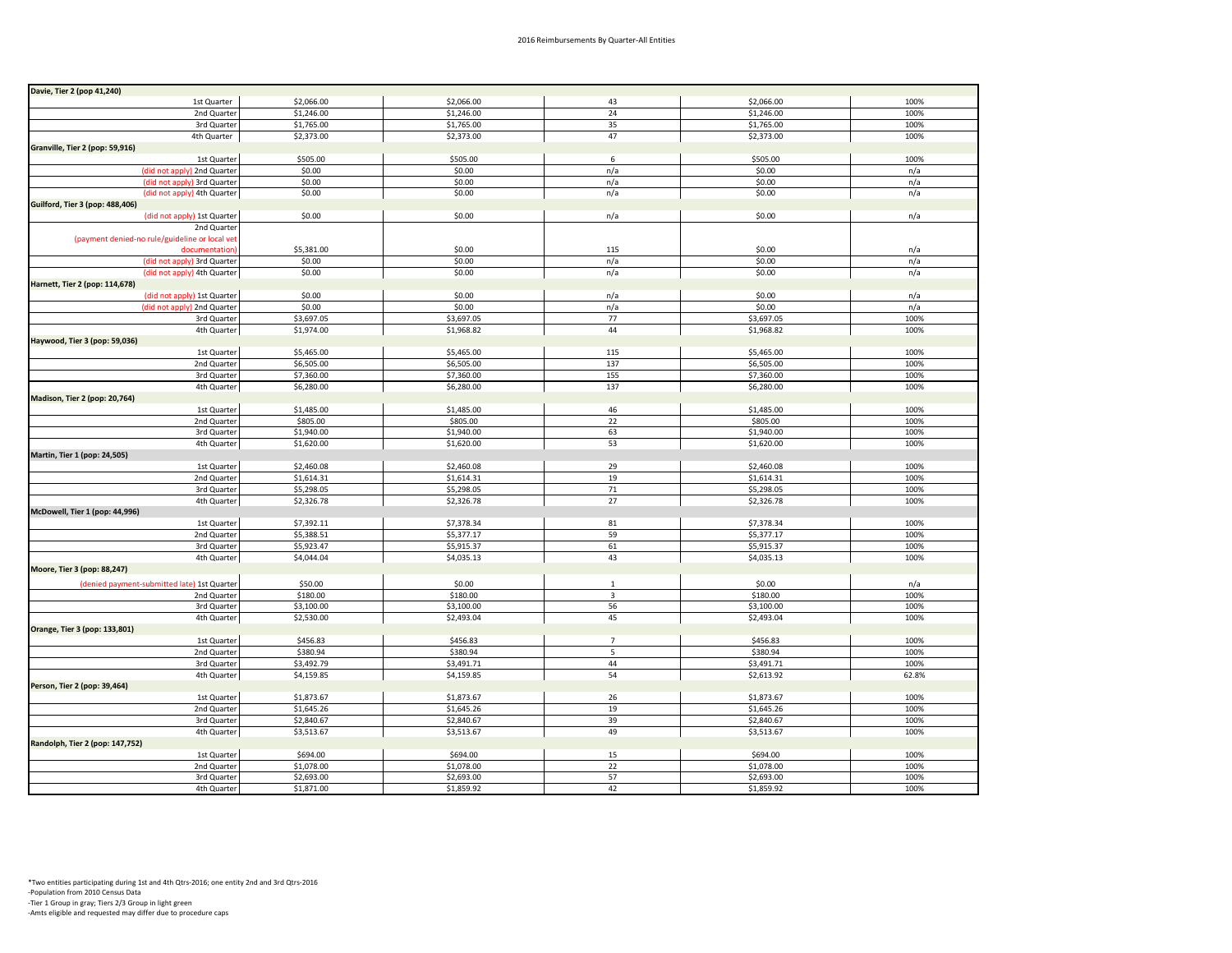## 2016 Reimbursements By Quarter-All Entities

| | | | | | |
|---|---|---|---|---|---|
| **Davie, Tier 2 (pop 41,240)** | | | | | |
| 1st Quarter | $2,066.00 | $2,066.00 | 43 | $2,066.00 | 100% |
| 2nd Quarter | $1,246.00 | $1,246.00 | 24 | $1,246.00 | 100% |
| 3rd Quarter | $1,765.00 | $1,765.00 | 35 | $1,765.00 | 100% |
| 4th Quarter | $2,373.00 | $2,373.00 | 47 | $2,373.00 | 100% |
| **Granville, Tier 2 (pop: 59,916)** | | | | | |
| 1st Quarter | $505.00 | $505.00 | 6 | $505.00 | 100% |
| (did not apply) 2nd Quarter | $0.00 | $0.00 | n/a | $0.00 | n/a |
| (did not apply) 3rd Quarter | $0.00 | $0.00 | n/a | $0.00 | n/a |
| (did not apply) 4th Quarter | $0.00 | $0.00 | n/a | $0.00 | n/a |
| **Guilford, Tier 3 (pop: 488,406)** | | | | | |
| (did not apply) 1st Quarter | $0.00 | $0.00 | n/a | $0.00 | n/a |
| 2nd Quarter (payment denied-no rule/guideline or local vet documentation) | $5,381.00 | $0.00 | 115 | $0.00 | n/a |
| (did not apply) 3rd Quarter | $0.00 | $0.00 | n/a | $0.00 | n/a |
| (did not apply) 4th Quarter | $0.00 | $0.00 | n/a | $0.00 | n/a |
| **Harnett, Tier 2 (pop: 114,678)** | | | | | |
| (did not apply) 1st Quarter | $0.00 | $0.00 | n/a | $0.00 | n/a |
| (did not apply) 2nd Quarter | $0.00 | $0.00 | n/a | $0.00 | n/a |
| 3rd Quarter | $3,697.05 | $3,697.05 | 77 | $3,697.05 | 100% |
| 4th Quarter | $1,974.00 | $1,968.82 | 44 | $1,968.82 | 100% |
| **Haywood, Tier 3 (pop: 59,036)** | | | | | |
| 1st Quarter | $5,465.00 | $5,465.00 | 115 | $5,465.00 | 100% |
| 2nd Quarter | $6,505.00 | $6,505.00 | 137 | $6,505.00 | 100% |
| 3rd Quarter | $7,360.00 | $7,360.00 | 155 | $7,360.00 | 100% |
| 4th Quarter | $6,280.00 | $6,280.00 | 137 | $6,280.00 | 100% |
| **Madison, Tier 2 (pop: 20,764)** | | | | | |
| 1st Quarter | $1,485.00 | $1,485.00 | 46 | $1,485.00 | 100% |
| 2nd Quarter | $805.00 | $805.00 | 22 | $805.00 | 100% |
| 3rd Quarter | $1,940.00 | $1,940.00 | 63 | $1,940.00 | 100% |
| 4th Quarter | $1,620.00 | $1,620.00 | 53 | $1,620.00 | 100% |
| **Martin, Tier 1 (pop: 24,505)** | | | | | |
| 1st Quarter | $2,460.08 | $2,460.08 | 29 | $2,460.08 | 100% |
| 2nd Quarter | $1,614.31 | $1,614.31 | 19 | $1,614.31 | 100% |
| 3rd Quarter | $5,298.05 | $5,298.05 | 71 | $5,298.05 | 100% |
| 4th Quarter | $2,326.78 | $2,326.78 | 27 | $2,326.78 | 100% |
| **McDowell, Tier 1 (pop: 44,996)** | | | | | |
| 1st Quarter | $7,392.11 | $7,378.34 | 81 | $7,378.34 | 100% |
| 2nd Quarter | $5,388.51 | $5,377.17 | 59 | $5,377.17 | 100% |
| 3rd Quarter | $5,923.47 | $5,915.37 | 61 | $5,915.37 | 100% |
| 4th Quarter | $4,044.04 | $4,035.13 | 43 | $4,035.13 | 100% |
| **Moore, Tier 3 (pop: 88,247)** | | | | | |
| (denied payment-submitted late) 1st Quarter | $50.00 | $0.00 | 1 | $0.00 | n/a |
| 2nd Quarter | $180.00 | $180.00 | 3 | $180.00 | 100% |
| 3rd Quarter | $3,100.00 | $3,100.00 | 56 | $3,100.00 | 100% |
| 4th Quarter | $2,530.00 | $2,493.04 | 45 | $2,493.04 | 100% |
| **Orange, Tier 3 (pop: 133,801)** | | | | | |
| 1st Quarter | $456.83 | $456.83 | 7 | $456.83 | 100% |
| 2nd Quarter | $380.94 | $380.94 | 5 | $380.94 | 100% |
| 3rd Quarter | $3,492.79 | $3,491.71 | 44 | $3,491.71 | 100% |
| 4th Quarter | $4,159.85 | $4,159.85 | 54 | $2,613.92 | 62.8% |
| **Person, Tier 2 (pop: 39,464)** | | | | | |
| 1st Quarter | $1,873.67 | $1,873.67 | 26 | $1,873.67 | 100% |
| 2nd Quarter | $1,645.26 | $1,645.26 | 19 | $1,645.26 | 100% |
| 3rd Quarter | $2,840.67 | $2,840.67 | 39 | $2,840.67 | 100% |
| 4th Quarter | $3,513.67 | $3,513.67 | 49 | $3,513.67 | 100% |
| **Randolph, Tier 2 (pop: 147,752)** | | | | | |
| 1st Quarter | $694.00 | $694.00 | 15 | $694.00 | 100% |
| 2nd Quarter | $1,078.00 | $1,078.00 | 22 | $1,078.00 | 100% |
| 3rd Quarter | $2,693.00 | $2,693.00 | 57 | $2,693.00 | 100% |
| 4th Quarter | $1,871.00 | $1,859.92 | 42 | $1,859.92 | 100% |

*Two entities participating during 1st and 4th Qtrs-2016; one entity 2nd and 3rd Qtrs-2016

-Population from 2010 Census Data

-Tier 1 Group in gray; Tiers 2/3 Group in light green

-Amts eligible and requested may differ due to procedure caps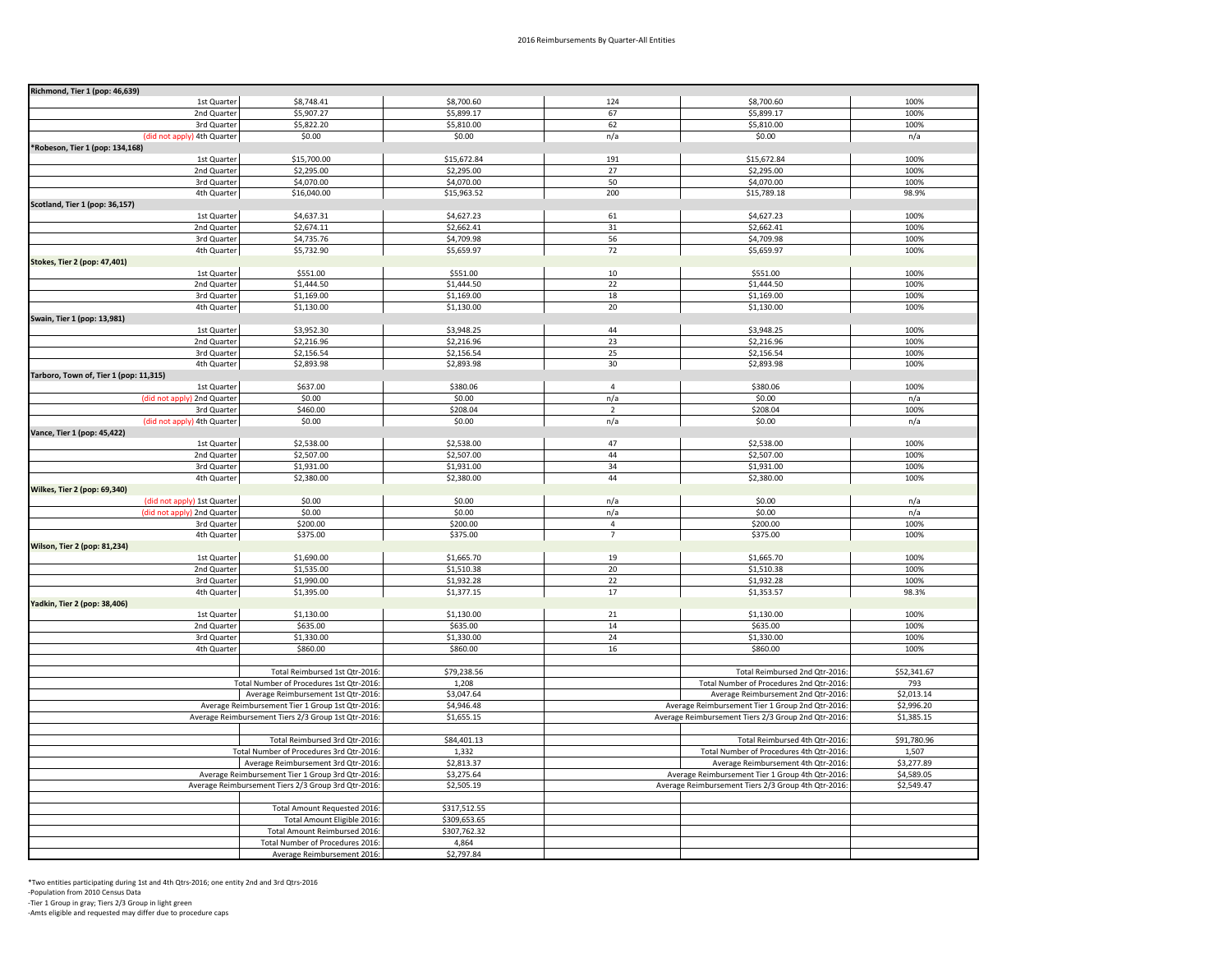2016 Reimbursements By Quarter-All Entities

| | | | | | |
|---|---|---|---|---|---|
| **Richmond, Tier 1 (pop: 46,639)** | | | | | |
| 1st Quarter | $8,748.41 | $8,700.60 | 124 | $8,700.60 | 100% |
| 2nd Quarter | $5,907.27 | $5,899.17 | 67 | $5,899.17 | 100% |
| 3rd Quarter | $5,822.20 | $5,810.00 | 62 | $5,810.00 | 100% |
| (did not apply) 4th Quarter | $0.00 | $0.00 | n/a | $0.00 | n/a |
| **\*Robeson, Tier 1 (pop: 134,168)** | | | | | |
| 1st Quarter | $15,700.00 | $15,672.84 | 191 | $15,672.84 | 100% |
| 2nd Quarter | $2,295.00 | $2,295.00 | 27 | $2,295.00 | 100% |
| 3rd Quarter | $4,070.00 | $4,070.00 | 50 | $4,070.00 | 100% |
| 4th Quarter | $16,040.00 | $15,963.52 | 200 | $15,789.18 | 98.9% |
| **Scotland, Tier 1 (pop: 36,157)** | | | | | |
| 1st Quarter | $4,637.31 | $4,627.23 | 61 | $4,627.23 | 100% |
| 2nd Quarter | $2,674.11 | $2,662.41 | 31 | $2,662.41 | 100% |
| 3rd Quarter | $4,735.76 | $4,709.98 | 56 | $4,709.98 | 100% |
| 4th Quarter | $5,732.90 | $5,659.97 | 72 | $5,659.97 | 100% |
| **Stokes, Tier 2 (pop: 47,401)** | | | | | |
| 1st Quarter | $551.00 | $551.00 | 10 | $551.00 | 100% |
| 2nd Quarter | $1,444.50 | $1,444.50 | 22 | $1,444.50 | 100% |
| 3rd Quarter | $1,169.00 | $1,169.00 | 18 | $1,169.00 | 100% |
| 4th Quarter | $1,130.00 | $1,130.00 | 20 | $1,130.00 | 100% |
| **Swain, Tier 1 (pop: 13,981)** | | | | | |
| 1st Quarter | $3,952.30 | $3,948.25 | 44 | $3,948.25 | 100% |
| 2nd Quarter | $2,216.96 | $2,216.96 | 23 | $2,216.96 | 100% |
| 3rd Quarter | $2,156.54 | $2,156.54 | 25 | $2,156.54 | 100% |
| 4th Quarter | $2,893.98 | $2,893.98 | 30 | $2,893.98 | 100% |
| **Tarboro, Town of, Tier 1 (pop: 11,315)** | | | | | |
| 1st Quarter | $637.00 | $380.06 | 4 | $380.06 | 100% |
| (did not apply) 2nd Quarter | $0.00 | $0.00 | n/a | $0.00 | n/a |
| 3rd Quarter | $460.00 | $208.04 | 2 | $208.04 | 100% |
| (did not apply) 4th Quarter | $0.00 | $0.00 | n/a | $0.00 | n/a |
| **Vance, Tier 1 (pop: 45,422)** | | | | | |
| 1st Quarter | $2,538.00 | $2,538.00 | 47 | $2,538.00 | 100% |
| 2nd Quarter | $2,507.00 | $2,507.00 | 44 | $2,507.00 | 100% |
| 3rd Quarter | $1,931.00 | $1,931.00 | 34 | $1,931.00 | 100% |
| 4th Quarter | $2,380.00 | $2,380.00 | 44 | $2,380.00 | 100% |
| **Wilkes, Tier 2 (pop: 69,340)** | | | | | |
| (did not apply) 1st Quarter | $0.00 | $0.00 | n/a | $0.00 | n/a |
| (did not apply) 2nd Quarter | $0.00 | $0.00 | n/a | $0.00 | n/a |
| 3rd Quarter | $200.00 | $200.00 | 4 | $200.00 | 100% |
| 4th Quarter | $375.00 | $375.00 | 7 | $375.00 | 100% |
| **Wilson, Tier 2 (pop: 81,234)** | | | | | |
| 1st Quarter | $1,690.00 | $1,665.70 | 19 | $1,665.70 | 100% |
| 2nd Quarter | $1,535.00 | $1,510.38 | 20 | $1,510.38 | 100% |
| 3rd Quarter | $1,990.00 | $1,932.28 | 22 | $1,932.28 | 100% |
| 4th Quarter | $1,395.00 | $1,377.15 | 17 | $1,353.57 | 98.3% |
| **Yadkin, Tier 2 (pop: 38,406)** | | | | | |
| 1st Quarter | $1,130.00 | $1,130.00 | 21 | $1,130.00 | 100% |
| 2nd Quarter | $635.00 | $635.00 | 14 | $635.00 | 100% |
| 3rd Quarter | $1,330.00 | $1,330.00 | 24 | $1,330.00 | 100% |
| 4th Quarter | $860.00 | $860.00 | 16 | $860.00 | 100% |
| | | | | | |
| | Total Reimbursed 1st Qtr-2016: | $79,238.56 | | Total Reimbursed 2nd Qtr-2016: | $52,341.67 |
| | Total Number of Procedures 1st Qtr-2016: | 1,208 | | Total Number of Procedures 2nd Qtr-2016: | 793 |
| | Average Reimbursement 1st Qtr-2016: | $3,047.64 | | Average Reimbursement 2nd Qtr-2016: | $2,013.14 |
| | Average Reimbursement Tier 1 Group 1st Qtr-2016: | $4,946.48 | | Average Reimbursement Tier 1 Group 2nd Qtr-2016: | $2,996.20 |
| | Average Reimbursement Tiers 2/3 Group 1st Qtr-2016: | $1,655.15 | | Average Reimbursement Tiers 2/3 Group 2nd Qtr-2016: | $1,385.15 |
| | | | | | |
| | Total Reimbursed 3rd Qtr-2016: | $84,401.13 | | Total Reimbursed 4th Qtr-2016: | $91,780.96 |
| | Total Number of Procedures 3rd Qtr-2016: | 1,332 | | Total Number of Procedures 4th Qtr-2016: | 1,507 |
| | Average Reimbursement 3rd Qtr-2016: | $2,813.37 | | Average Reimbursement 4th Qtr-2016: | $3,277.89 |
| | Average Reimbursement Tier 1 Group 3rd Qtr-2016: | $3,275.64 | | Average Reimbursement Tier 1 Group 4th Qtr-2016: | $4,589.05 |
| | Average Reimbursement Tiers 2/3 Group 3rd Qtr-2016: | $2,505.19 | | Average Reimbursement Tiers 2/3 Group 4th Qtr-2016: | $2,549.47 |
| | | | | | |
| | Total Amount Requested 2016: | $317,512.55 | | | |
| | Total Amount Eligible 2016: | $309,653.65 | | | |
| | Total Amount Reimbursed 2016: | $307,762.32 | | | |
| | Total Number of Procedures 2016: | 4,864 | | | |
| | Average Reimbursement 2016: | $2,797.84 | | | |

\*Two entities participating during 1st and 4th Qtrs-2016; one entity 2nd and 3rd Qtrs-2016

-Population from 2010 Census Data

-Tier 1 Group in gray; Tiers 2/3 Group in light green

-Amts eligible and requested may differ due to procedure caps